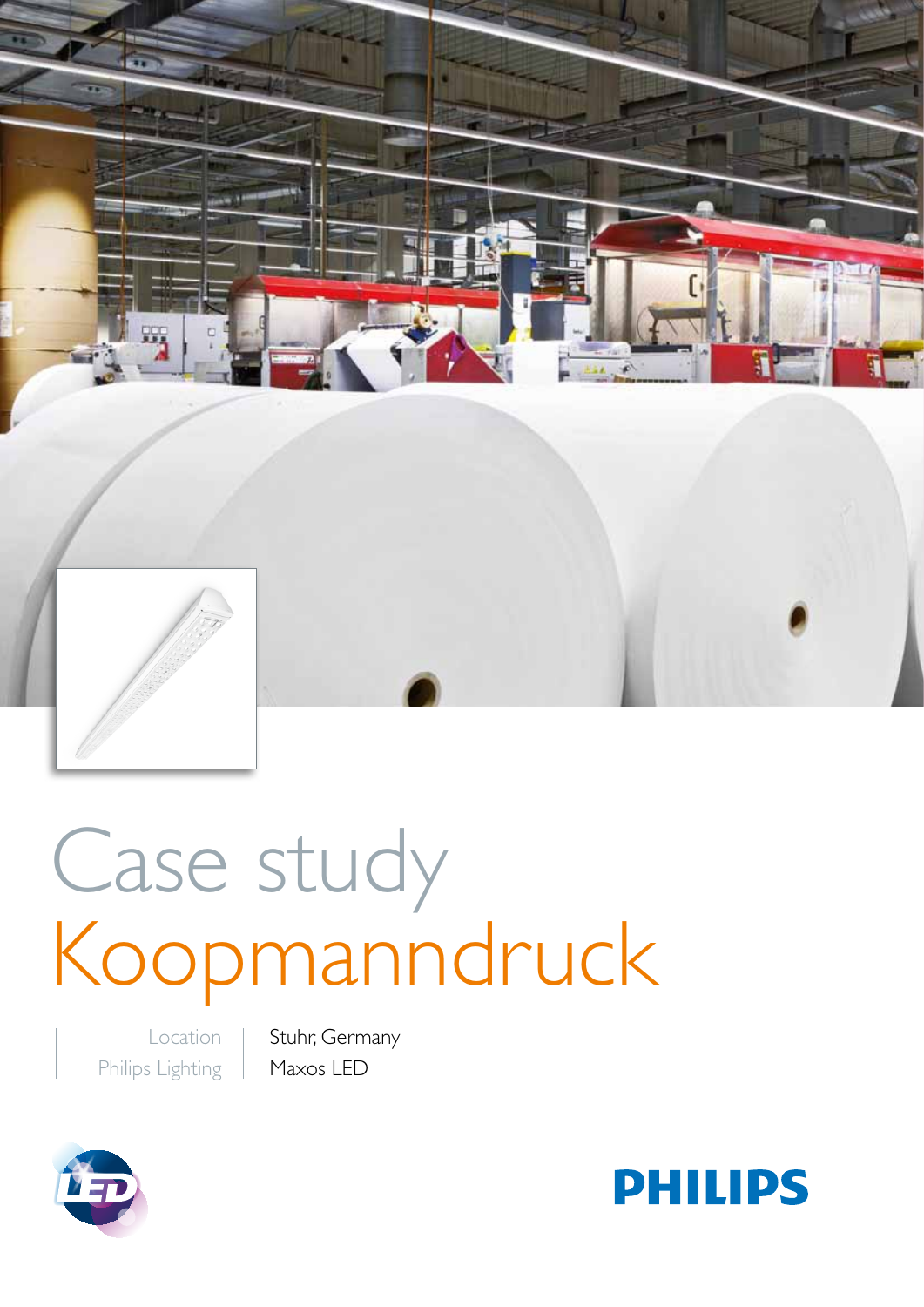# Case study
# Koopmanndruck

| Location | Stuhr, Germany |
| --- | --- |
| Philips Lighting | Maxos LED |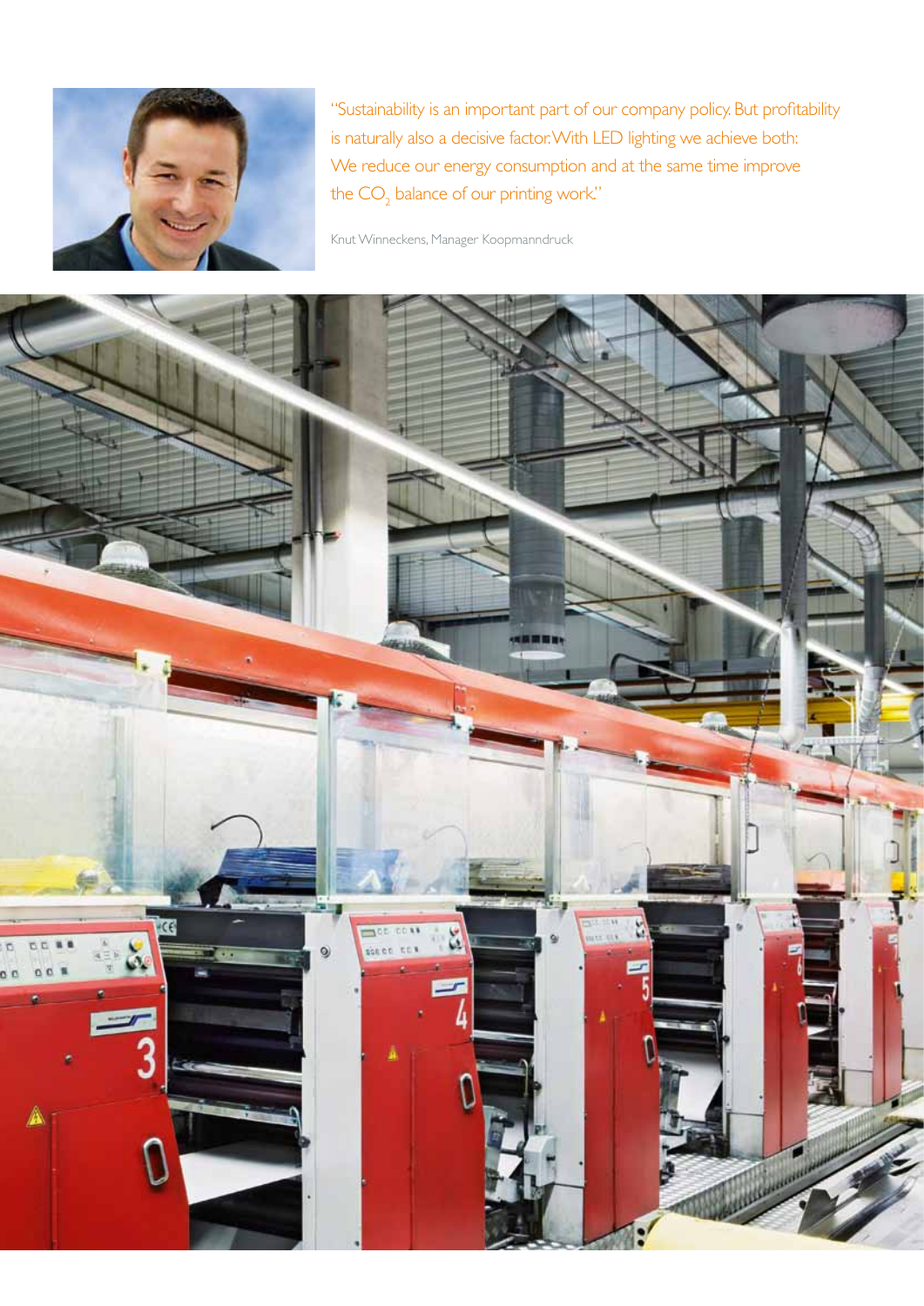"Sustainability is an important part of our company policy. But profitability is naturally also a decisive factor. With LED lighting we achieve both: We reduce our energy consumption and at the same time improve the $CO_2$ balance of our printing work."

Knut Winneckens, Manager Koopmanndruck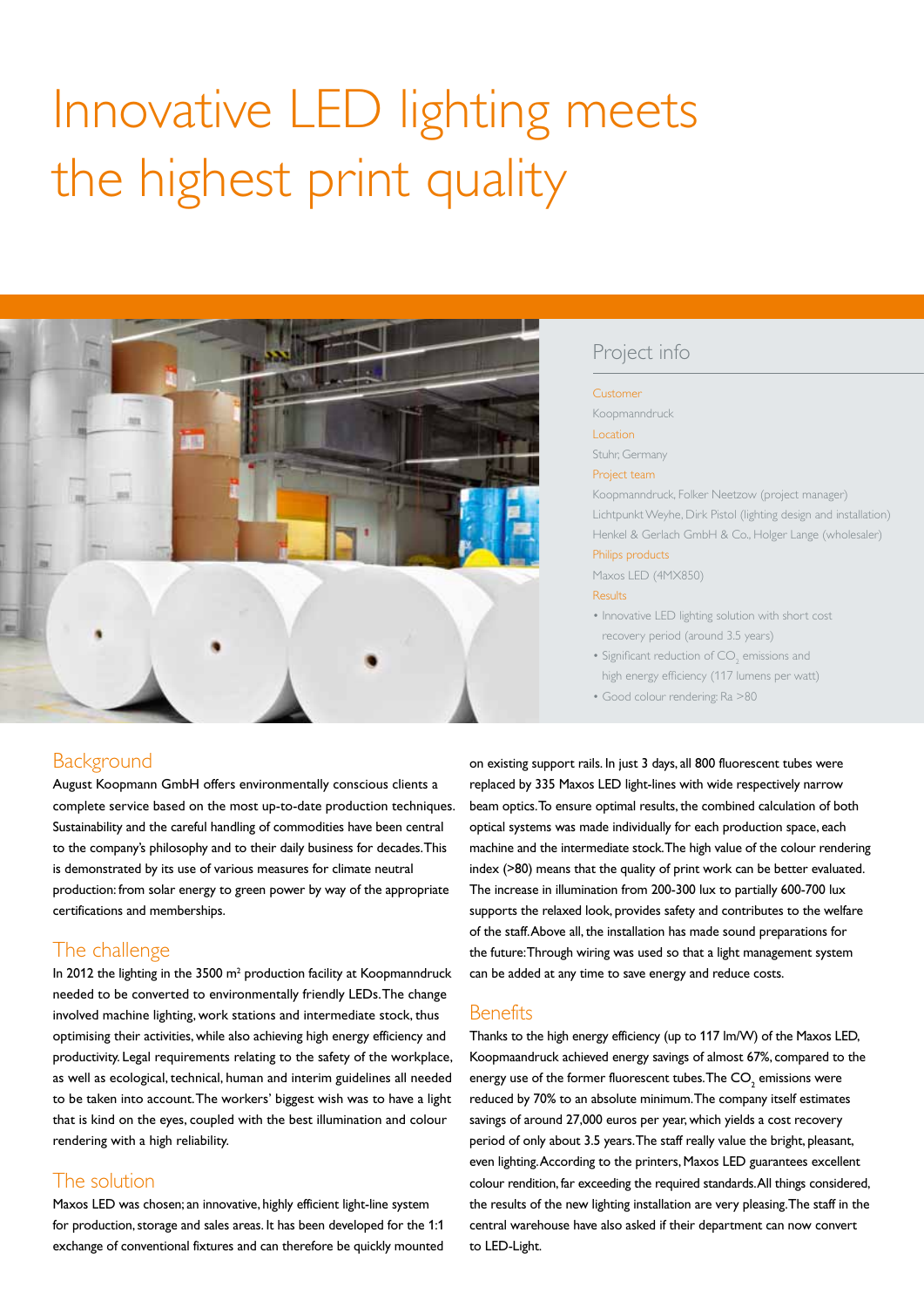# Innovative LED lighting meets the highest print quality

## Project info

**Customer**
Koopmanndruck

**Location**
Stuhr, Germany

**Project team**
Koopmanndruck, Folker Neetzow (project manager)
Lichtpunkt Weyhe, Dirk Pistol (lighting design and installation)
Henkel & Gerlach GmbH & Co., Holger Lange (wholesaler)

**Philips products**
Maxos LED (4MX850)

**Results**

- Innovative LED lighting solution with short cost recovery period (around 3.5 years)
- Significant reduction of $CO_2$ emissions and high energy efficiency (117 lumens per watt)
- Good colour rendering: Ra >80

## Background

August Koopmann GmbH offers environmentally conscious clients a complete service based on the most up-to-date production techniques. Sustainability and the careful handling of commodities have been central to the company's philosophy and to their daily business for decades. This is demonstrated by its use of various measures for climate neutral production: from solar energy to green power by way of the appropriate certifications and memberships.

## The challenge

In 2012 the lighting in the 3500 m² production facility at Koopmanndruck needed to be converted to environmentally friendly LEDs. The change involved machine lighting, work stations and intermediate stock, thus optimising their activities, while also achieving high energy efficiency and productivity. Legal requirements relating to the safety of the workplace, as well as ecological, technical, human and interim guidelines all needed to be taken into account. The workers' biggest wish was to have a light that is kind on the eyes, coupled with the best illumination and colour rendering with a high reliability.

## The solution

Maxos LED was chosen; an innovative, highly efficient light-line system for production, storage and sales areas. It has been developed for the 1:1 exchange of conventional fixtures and can therefore be quickly mounted on existing support rails. In just 3 days, all 800 fluorescent tubes were replaced by 335 Maxos LED light-lines with wide respectively narrow beam optics. To ensure optimal results, the combined calculation of both optical systems was made individually for each production space, each machine and the intermediate stock. The high value of the colour rendering index (>80) means that the quality of print work can be better evaluated. The increase in illumination from 200-300 lux to partially 600-700 lux supports the relaxed look, provides safety and contributes to the welfare of the staff. Above all, the installation has made sound preparations for the future: Through wiring was used so that a light management system can be added at any time to save energy and reduce costs.

## Benefits

Thanks to the high energy efficiency (up to 117 lm/W) of the Maxos LED, Koopmaandruck achieved energy savings of almost 67%, compared to the energy use of the former fluorescent tubes. The $CO_2$ emissions were reduced by 70% to an absolute minimum. The company itself estimates savings of around 27,000 euros per year, which yields a cost recovery period of only about 3.5 years. The staff really value the bright, pleasant, even lighting. According to the printers, Maxos LED guarantees excellent colour rendition, far exceeding the required standards. All things considered, the results of the new lighting installation are very pleasing. The staff in the central warehouse have also asked if their department can now convert to LED-Light.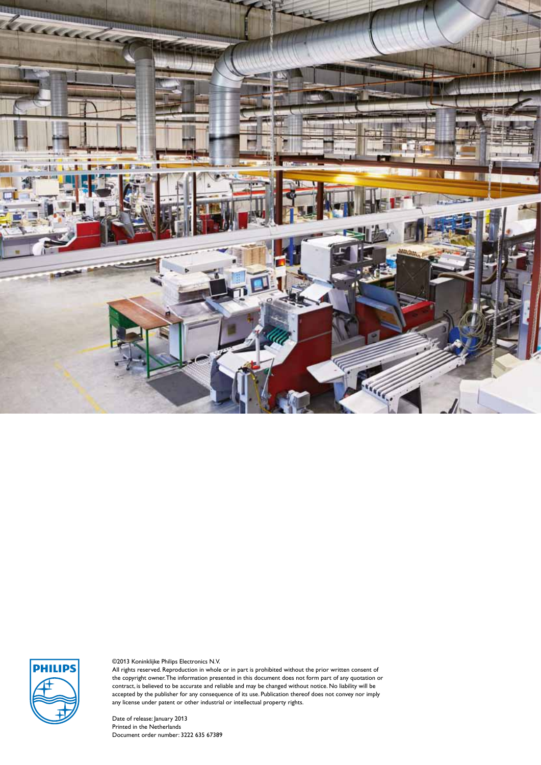©2013 Koninklijke Philips Electronics N.V.
All rights reserved. Reproduction in whole or in part is prohibited without the prior written consent of the copyright owner. The information presented in this document does not form part of any quotation or contract, is believed to be accurate and reliable and may be changed without notice. No liability will be accepted by the publisher for any consequence of its use. Publication thereof does not convey nor imply any license under patent or other industrial or intellectual property rights.

Date of release: January 2013
Printed in the Netherlands
Document order number: 3222 635 67389